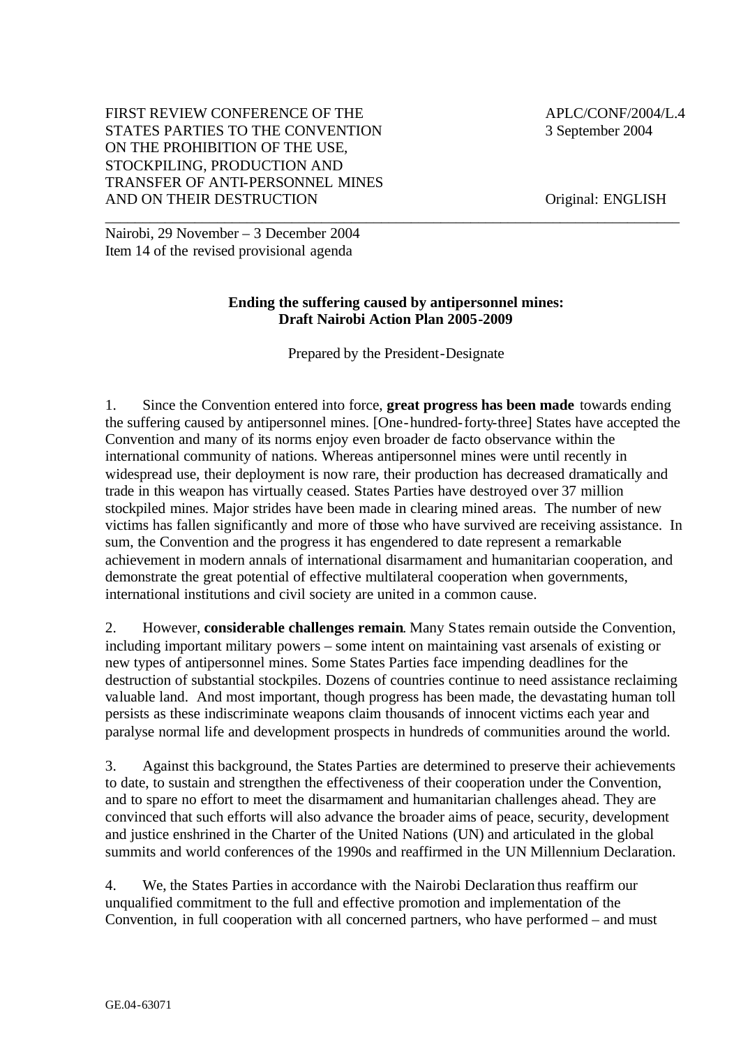FIRST REVIEW CONFERENCE OF THE STATES PARTIES TO THE CONVENTION ON THE PROHIBITION OF THE USE, STOCKPILING, PRODUCTION AND TRANSFER OF ANTI-PERSONNEL MINES AND ON THEIR DESTRUCTION

APLC/CONF/2004/L.4
3 September 2004

Original: ENGLISH

Nairobi, 29 November – 3 December 2004
Item 14 of the revised provisional agenda

**Ending the suffering caused by antipersonnel mines:**
**Draft Nairobi Action Plan 2005-2009**

Prepared by the President-Designate

1. Since the Convention entered into force, **great progress has been made** towards ending the suffering caused by antipersonnel mines. [One-hundred-forty-three] States have accepted the Convention and many of its norms enjoy even broader de facto observance within the international community of nations. Whereas antipersonnel mines were until recently in widespread use, their deployment is now rare, their production has decreased dramatically and trade in this weapon has virtually ceased. States Parties have destroyed over 37 million stockpiled mines. Major strides have been made in clearing mined areas. The number of new victims has fallen significantly and more of those who have survived are receiving assistance. In sum, the Convention and the progress it has engendered to date represent a remarkable achievement in modern annals of international disarmament and humanitarian cooperation, and demonstrate the great potential of effective multilateral cooperation when governments, international institutions and civil society are united in a common cause.

2. However, **considerable challenges remain**. Many States remain outside the Convention, including important military powers – some intent on maintaining vast arsenals of existing or new types of antipersonnel mines. Some States Parties face impending deadlines for the destruction of substantial stockpiles. Dozens of countries continue to need assistance reclaiming valuable land. And most important, though progress has been made, the devastating human toll persists as these indiscriminate weapons claim thousands of innocent victims each year and paralyse normal life and development prospects in hundreds of communities around the world.

3. Against this background, the States Parties are determined to preserve their achievements to date, to sustain and strengthen the effectiveness of their cooperation under the Convention, and to spare no effort to meet the disarmament and humanitarian challenges ahead. They are convinced that such efforts will also advance the broader aims of peace, security, development and justice enshrined in the Charter of the United Nations (UN) and articulated in the global summits and world conferences of the 1990s and reaffirmed in the UN Millennium Declaration.

4. We, the States Parties in accordance with the Nairobi Declaration thus reaffirm our unqualified commitment to the full and effective promotion and implementation of the Convention, in full cooperation with all concerned partners, who have performed – and must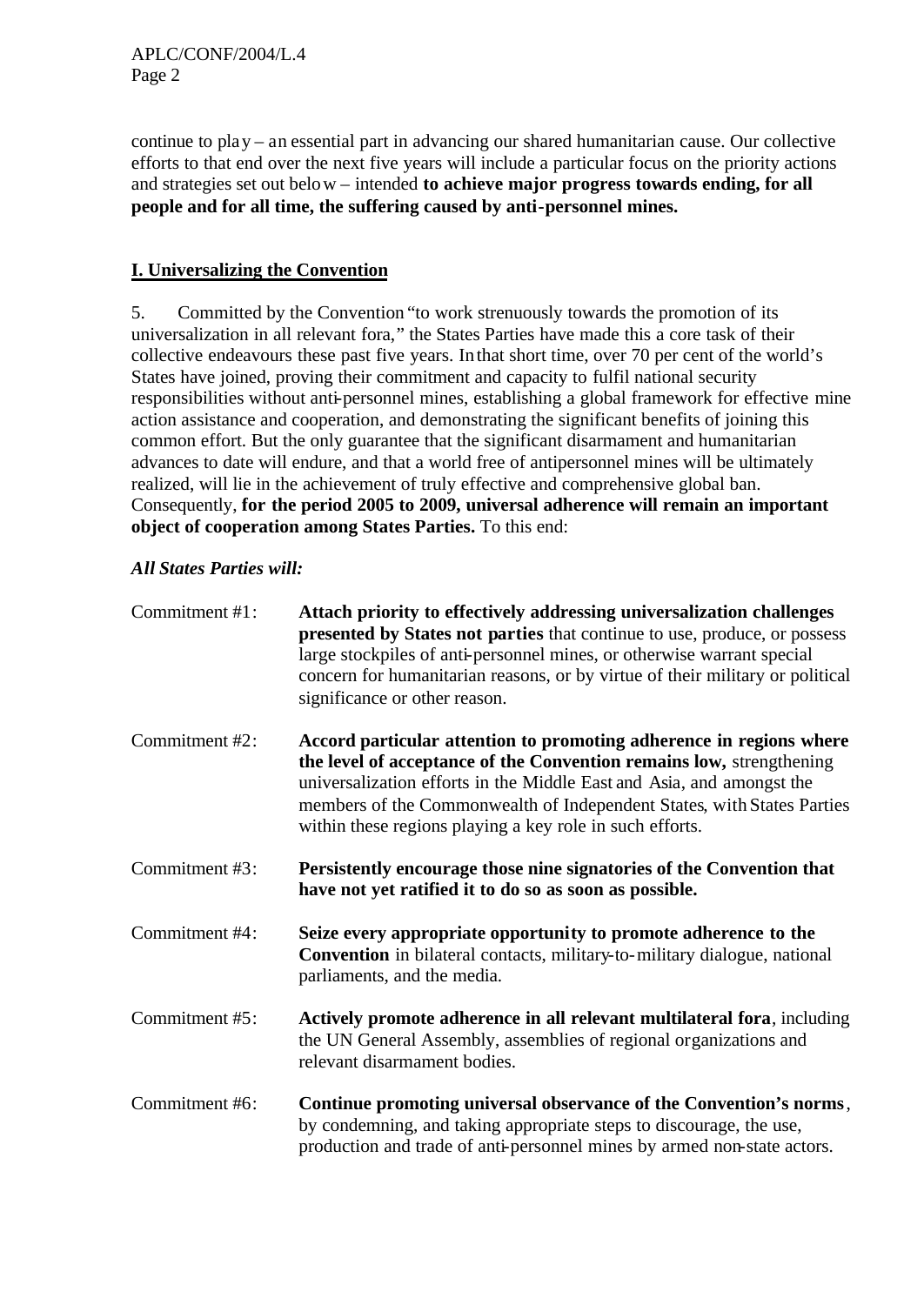continue to play – an essential part in advancing our shared humanitarian cause. Our collective efforts to that end over the next five years will include a particular focus on the priority actions and strategies set out below – intended **to achieve major progress towards ending, for all people and for all time, the suffering caused by anti-personnel mines.**

## I. Universalizing the Convention

5. Committed by the Convention "to work strenuously towards the promotion of its universalization in all relevant fora," the States Parties have made this a core task of their collective endeavours these past five years. In that short time, over 70 per cent of the world's States have joined, proving their commitment and capacity to fulfil national security responsibilities without anti-personnel mines, establishing a global framework for effective mine action assistance and cooperation, and demonstrating the significant benefits of joining this common effort. But the only guarantee that the significant disarmament and humanitarian advances to date will endure, and that a world free of antipersonnel mines will be ultimately realized, will lie in the achievement of truly effective and comprehensive global ban. Consequently, **for the period 2005 to 2009, universal adherence will remain an important object of cooperation among States Parties.** To this end:

***All States Parties will:***

Commitment #1: **Attach priority to effectively addressing universalization challenges presented by States not parties** that continue to use, produce, or possess large stockpiles of anti-personnel mines, or otherwise warrant special concern for humanitarian reasons, or by virtue of their military or political significance or other reason.

Commitment #2: **Accord particular attention to promoting adherence in regions where the level of acceptance of the Convention remains low,** strengthening universalization efforts in the Middle East and Asia, and amongst the members of the Commonwealth of Independent States, with States Parties within these regions playing a key role in such efforts.

Commitment #3: **Persistently encourage those nine signatories of the Convention that have not yet ratified it to do so as soon as possible.**

Commitment #4: **Seize every appropriate opportunity to promote adherence to the Convention** in bilateral contacts, military-to-military dialogue, national parliaments, and the media.

Commitment #5: **Actively promote adherence in all relevant multilateral fora**, including the UN General Assembly, assemblies of regional organizations and relevant disarmament bodies.

Commitment #6: **Continue promoting universal observance of the Convention's norms**, by condemning, and taking appropriate steps to discourage, the use, production and trade of anti-personnel mines by armed non-state actors.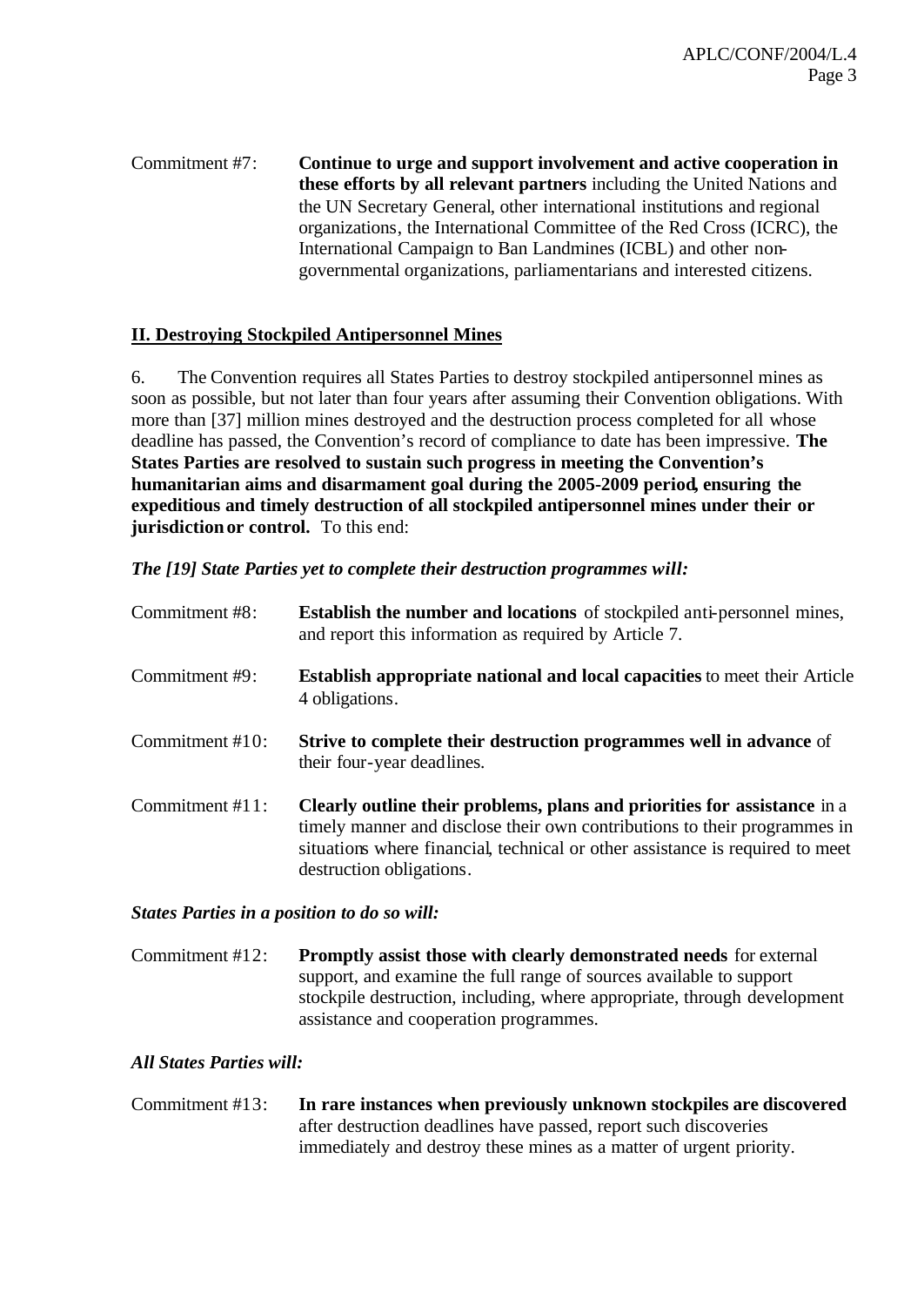Commitment #7: **Continue to urge and support involvement and active cooperation in these efforts by all relevant partners** including the United Nations and the UN Secretary General, other international institutions and regional organizations, the International Committee of the Red Cross (ICRC), the International Campaign to Ban Landmines (ICBL) and other non-governmental organizations, parliamentarians and interested citizens.

## II. Destroying Stockpiled Antipersonnel Mines

6. The Convention requires all States Parties to destroy stockpiled antipersonnel mines as soon as possible, but not later than four years after assuming their Convention obligations. With more than [37] million mines destroyed and the destruction process completed for all whose deadline has passed, the Convention's record of compliance to date has been impressive. **The States Parties are resolved to sustain such progress in meeting the Convention's humanitarian aims and disarmament goal during the 2005-2009 period, ensuring the expeditious and timely destruction of all stockpiled antipersonnel mines under their or jurisdiction or control.** To this end:

***The [19] State Parties yet to complete their destruction programmes will:***

Commitment #8: **Establish the number and locations** of stockpiled anti-personnel mines, and report this information as required by Article 7.

Commitment #9: **Establish appropriate national and local capacities** to meet their Article 4 obligations.

Commitment #10: **Strive to complete their destruction programmes well in advance** of their four-year deadlines.

Commitment #11: **Clearly outline their problems, plans and priorities for assistance** in a timely manner and disclose their own contributions to their programmes in situations where financial, technical or other assistance is required to meet destruction obligations.

***States Parties in a position to do so will:***

Commitment #12: **Promptly assist those with clearly demonstrated needs** for external support, and examine the full range of sources available to support stockpile destruction, including, where appropriate, through development assistance and cooperation programmes.

***All States Parties will:***

Commitment #13: **In rare instances when previously unknown stockpiles are discovered** after destruction deadlines have passed, report such discoveries immediately and destroy these mines as a matter of urgent priority.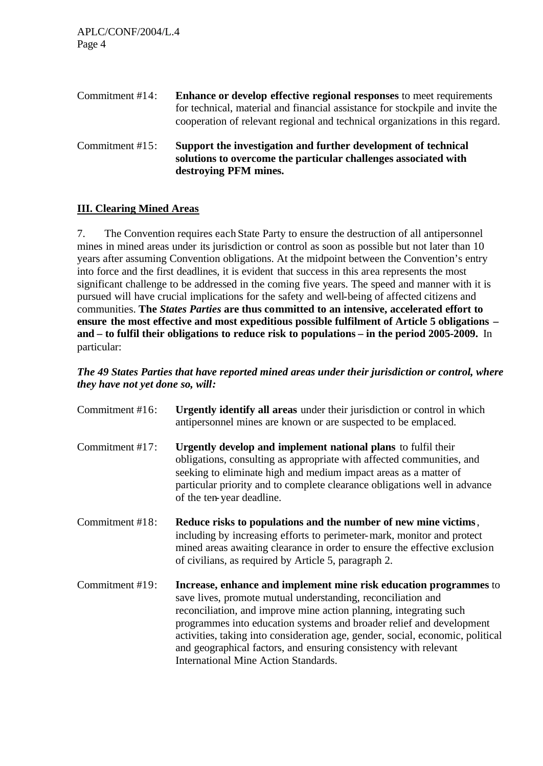Commitment #14: **Enhance or develop effective regional responses** to meet requirements for technical, material and financial assistance for stockpile and invite the cooperation of relevant regional and technical organizations in this regard.

Commitment #15: **Support the investigation and further development of technical solutions to overcome the particular challenges associated with destroying PFM mines.**

## III. Clearing Mined Areas

7. The Convention requires each State Party to ensure the destruction of all antipersonnel mines in mined areas under its jurisdiction or control as soon as possible but not later than 10 years after assuming Convention obligations. At the midpoint between the Convention's entry into force and the first deadlines, it is evident that success in this area represents the most significant challenge to be addressed in the coming five years. The speed and manner with it is pursued will have crucial implications for the safety and well-being of affected citizens and communities. **The *States Parties* are thus committed to an intensive, accelerated effort to ensure the most effective and most expeditious possible fulfilment of Article 5 obligations – and – to fulfil their obligations to reduce risk to populations – in the period 2005-2009.** In particular:

***The 49 States Parties that have reported mined areas under their jurisdiction or control, where they have not yet done so, will:***

Commitment #16: **Urgently identify all areas** under their jurisdiction or control in which antipersonnel mines are known or are suspected to be emplaced.

Commitment #17: **Urgently develop and implement national plans** to fulfil their obligations, consulting as appropriate with affected communities, and seeking to eliminate high and medium impact areas as a matter of particular priority and to complete clearance obligations well in advance of the ten-year deadline.

Commitment #18: **Reduce risks to populations and the number of new mine victims**, including by increasing efforts to perimeter-mark, monitor and protect mined areas awaiting clearance in order to ensure the effective exclusion of civilians, as required by Article 5, paragraph 2.

Commitment #19: **Increase, enhance and implement mine risk education programmes** to save lives, promote mutual understanding, reconciliation and reconciliation, and improve mine action planning, integrating such programmes into education systems and broader relief and development activities, taking into consideration age, gender, social, economic, political and geographical factors, and ensuring consistency with relevant International Mine Action Standards.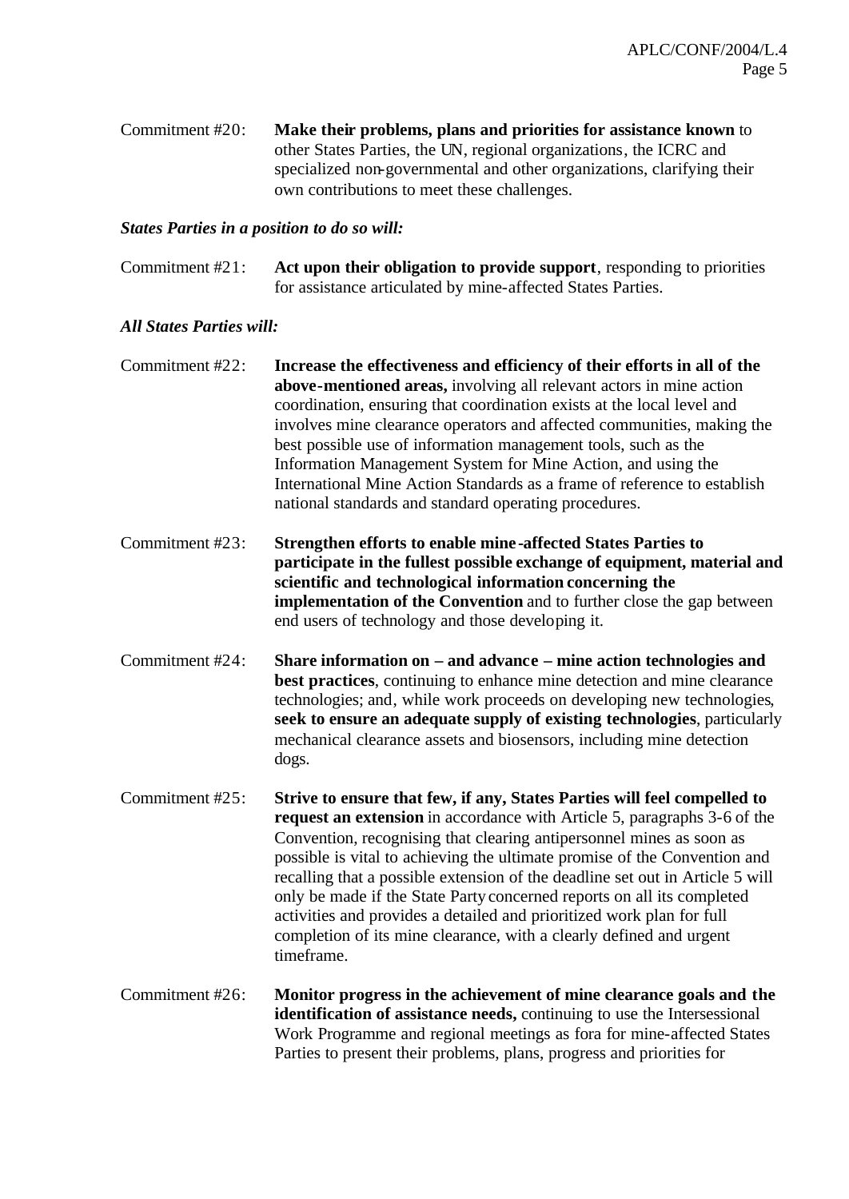Commitment #20: **Make their problems, plans and priorities for assistance known** to other States Parties, the UN, regional organizations, the ICRC and specialized non-governmental and other organizations, clarifying their own contributions to meet these challenges.

***States Parties in a position to do so will:***

Commitment #21: **Act upon their obligation to provide support**, responding to priorities for assistance articulated by mine-affected States Parties.

***All States Parties will:***

Commitment #22: **Increase the effectiveness and efficiency of their efforts in all of the above-mentioned areas,** involving all relevant actors in mine action coordination, ensuring that coordination exists at the local level and involves mine clearance operators and affected communities, making the best possible use of information management tools, such as the Information Management System for Mine Action, and using the International Mine Action Standards as a frame of reference to establish national standards and standard operating procedures.

Commitment #23: **Strengthen efforts to enable mine-affected States Parties to participate in the fullest possible exchange of equipment, material and scientific and technological information concerning the implementation of the Convention** and to further close the gap between end users of technology and those developing it.

Commitment #24: **Share information on – and advance – mine action technologies and best practices**, continuing to enhance mine detection and mine clearance technologies; and, while work proceeds on developing new technologies, **seek to ensure an adequate supply of existing technologies**, particularly mechanical clearance assets and biosensors, including mine detection dogs.

Commitment #25: **Strive to ensure that few, if any, States Parties will feel compelled to request an extension** in accordance with Article 5, paragraphs 3-6 of the Convention, recognising that clearing antipersonnel mines as soon as possible is vital to achieving the ultimate promise of the Convention and recalling that a possible extension of the deadline set out in Article 5 will only be made if the State Party concerned reports on all its completed activities and provides a detailed and prioritized work plan for full completion of its mine clearance, with a clearly defined and urgent timeframe.

Commitment #26: **Monitor progress in the achievement of mine clearance goals and the identification of assistance needs,** continuing to use the Intersessional Work Programme and regional meetings as fora for mine-affected States Parties to present their problems, plans, progress and priorities for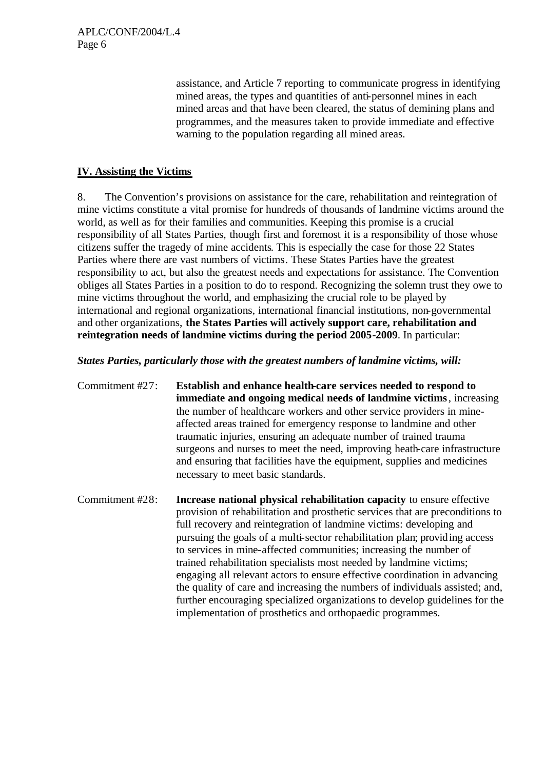assistance, and Article 7 reporting to communicate progress in identifying mined areas, the types and quantities of anti-personnel mines in each mined areas and that have been cleared, the status of demining plans and programmes, and the measures taken to provide immediate and effective warning to the population regarding all mined areas.

## IV. Assisting the Victims

8. The Convention's provisions on assistance for the care, rehabilitation and reintegration of mine victims constitute a vital promise for hundreds of thousands of landmine victims around the world, as well as for their families and communities. Keeping this promise is a crucial responsibility of all States Parties, though first and foremost it is a responsibility of those whose citizens suffer the tragedy of mine accidents. This is especially the case for those 22 States Parties where there are vast numbers of victims. These States Parties have the greatest responsibility to act, but also the greatest needs and expectations for assistance. The Convention obliges all States Parties in a position to do to respond. Recognizing the solemn trust they owe to mine victims throughout the world, and emphasizing the crucial role to be played by international and regional organizations, international financial institutions, non-governmental and other organizations, **the States Parties will actively support care, rehabilitation and reintegration needs of landmine victims during the period 2005-2009**. In particular:

***States Parties, particularly those with the greatest numbers of landmine victims, will:***

Commitment #27: **Establish and enhance health-care services needed to respond to immediate and ongoing medical needs of landmine victims**, increasing the number of healthcare workers and other service providers in mine-affected areas trained for emergency response to landmine and other traumatic injuries, ensuring an adequate number of trained trauma surgeons and nurses to meet the need, improving heath-care infrastructure and ensuring that facilities have the equipment, supplies and medicines necessary to meet basic standards.

Commitment #28: **Increase national physical rehabilitation capacity** to ensure effective provision of rehabilitation and prosthetic services that are preconditions to full recovery and reintegration of landmine victims: developing and pursuing the goals of a multi-sector rehabilitation plan; providing access to services in mine-affected communities; increasing the number of trained rehabilitation specialists most needed by landmine victims; engaging all relevant actors to ensure effective coordination in advancing the quality of care and increasing the numbers of individuals assisted; and, further encouraging specialized organizations to develop guidelines for the implementation of prosthetics and orthopaedic programmes.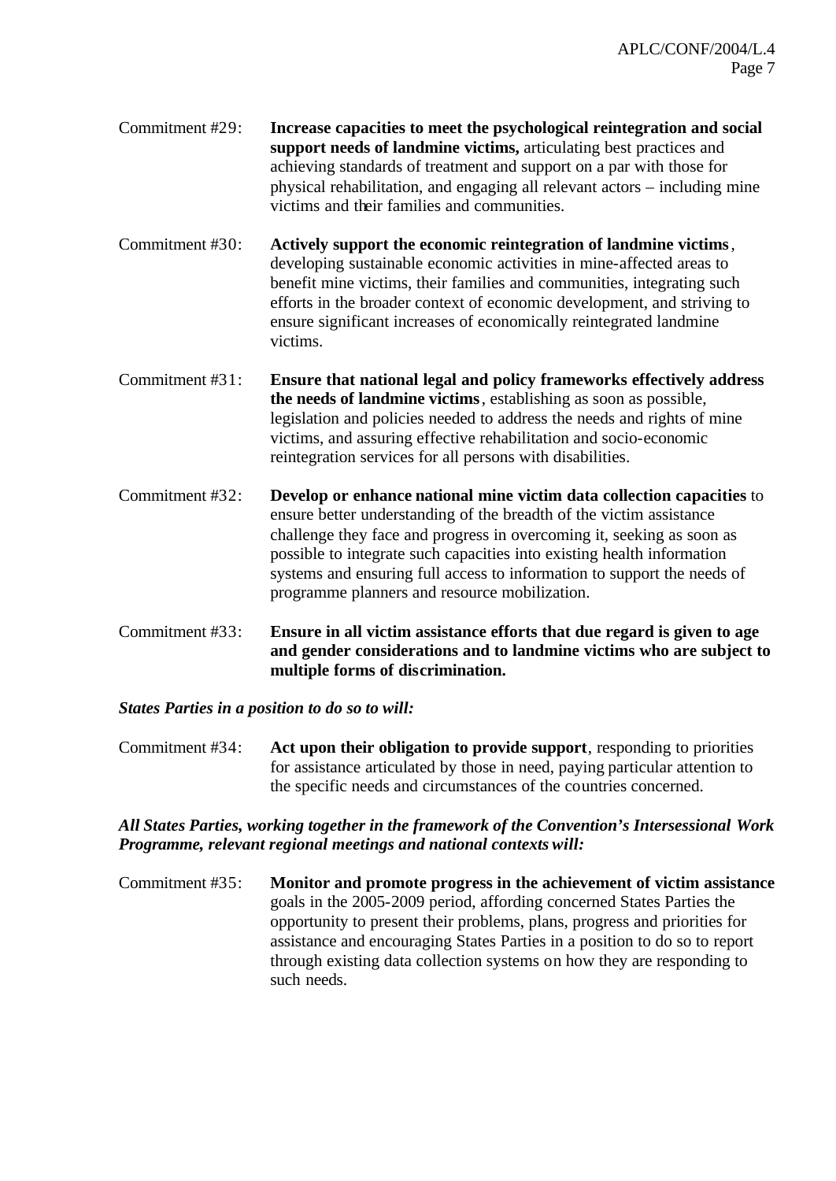Commitment #29: **Increase capacities to meet the psychological reintegration and social support needs of landmine victims,** articulating best practices and achieving standards of treatment and support on a par with those for physical rehabilitation, and engaging all relevant actors – including mine victims and their families and communities.

Commitment #30: **Actively support the economic reintegration of landmine victims**, developing sustainable economic activities in mine-affected areas to benefit mine victims, their families and communities, integrating such efforts in the broader context of economic development, and striving to ensure significant increases of economically reintegrated landmine victims.

Commitment #31: **Ensure that national legal and policy frameworks effectively address the needs of landmine victims**, establishing as soon as possible, legislation and policies needed to address the needs and rights of mine victims, and assuring effective rehabilitation and socio-economic reintegration services for all persons with disabilities.

Commitment #32: **Develop or enhance national mine victim data collection capacities** to ensure better understanding of the breadth of the victim assistance challenge they face and progress in overcoming it, seeking as soon as possible to integrate such capacities into existing health information systems and ensuring full access to information to support the needs of programme planners and resource mobilization.

Commitment #33: **Ensure in all victim assistance efforts that due regard is given to age and gender considerations and to landmine victims who are subject to multiple forms of discrimination.**

***States Parties in a position to do so to will:***

Commitment #34: **Act upon their obligation to provide support**, responding to priorities for assistance articulated by those in need, paying particular attention to the specific needs and circumstances of the countries concerned.

***All States Parties, working together in the framework of the Convention's Intersessional Work Programme, relevant regional meetings and national contexts will:***

Commitment #35: **Monitor and promote progress in the achievement of victim assistance** goals in the 2005-2009 period, affording concerned States Parties the opportunity to present their problems, plans, progress and priorities for assistance and encouraging States Parties in a position to do so to report through existing data collection systems on how they are responding to such needs.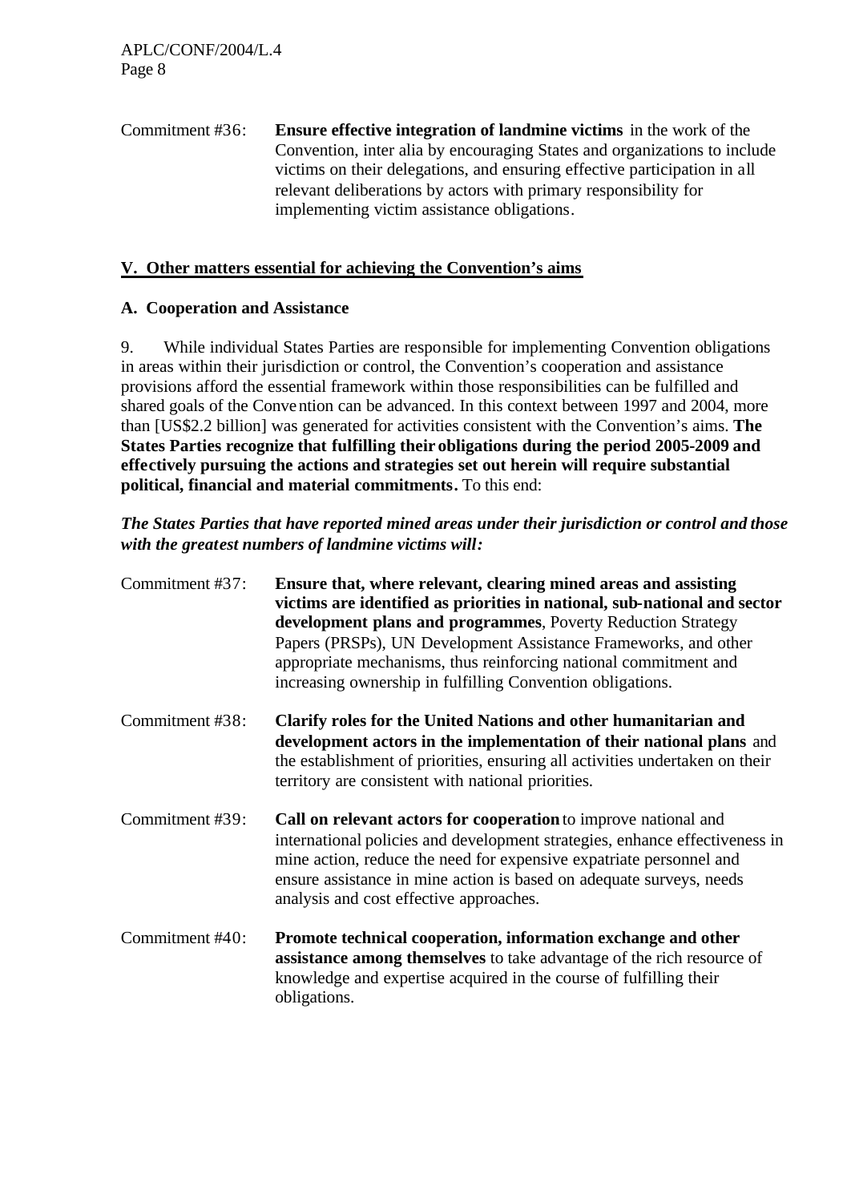Commitment #36: **Ensure effective integration of landmine victims** in the work of the Convention, inter alia by encouraging States and organizations to include victims on their delegations, and ensuring effective participation in all relevant deliberations by actors with primary responsibility for implementing victim assistance obligations.

## V. Other matters essential for achieving the Convention's aims

### A. Cooperation and Assistance

9. While individual States Parties are responsible for implementing Convention obligations in areas within their jurisdiction or control, the Convention's cooperation and assistance provisions afford the essential framework within those responsibilities can be fulfilled and shared goals of the Convention can be advanced. In this context between 1997 and 2004, more than [US$2.2 billion] was generated for activities consistent with the Convention's aims. **The States Parties recognize that fulfilling their obligations during the period 2005-2009 and effectively pursuing the actions and strategies set out herein will require substantial political, financial and material commitments.** To this end:

***The States Parties that have reported mined areas under their jurisdiction or control and those with the greatest numbers of landmine victims will:***

Commitment #37: **Ensure that, where relevant, clearing mined areas and assisting victims are identified as priorities in national, sub-national and sector development plans and programmes**, Poverty Reduction Strategy Papers (PRSPs), UN Development Assistance Frameworks, and other appropriate mechanisms, thus reinforcing national commitment and increasing ownership in fulfilling Convention obligations.

Commitment #38: **Clarify roles for the United Nations and other humanitarian and development actors in the implementation of their national plans** and the establishment of priorities, ensuring all activities undertaken on their territory are consistent with national priorities.

Commitment #39: **Call on relevant actors for cooperation** to improve national and international policies and development strategies, enhance effectiveness in mine action, reduce the need for expensive expatriate personnel and ensure assistance in mine action is based on adequate surveys, needs analysis and cost effective approaches.

Commitment #40: **Promote technical cooperation, information exchange and other assistance among themselves** to take advantage of the rich resource of knowledge and expertise acquired in the course of fulfilling their obligations.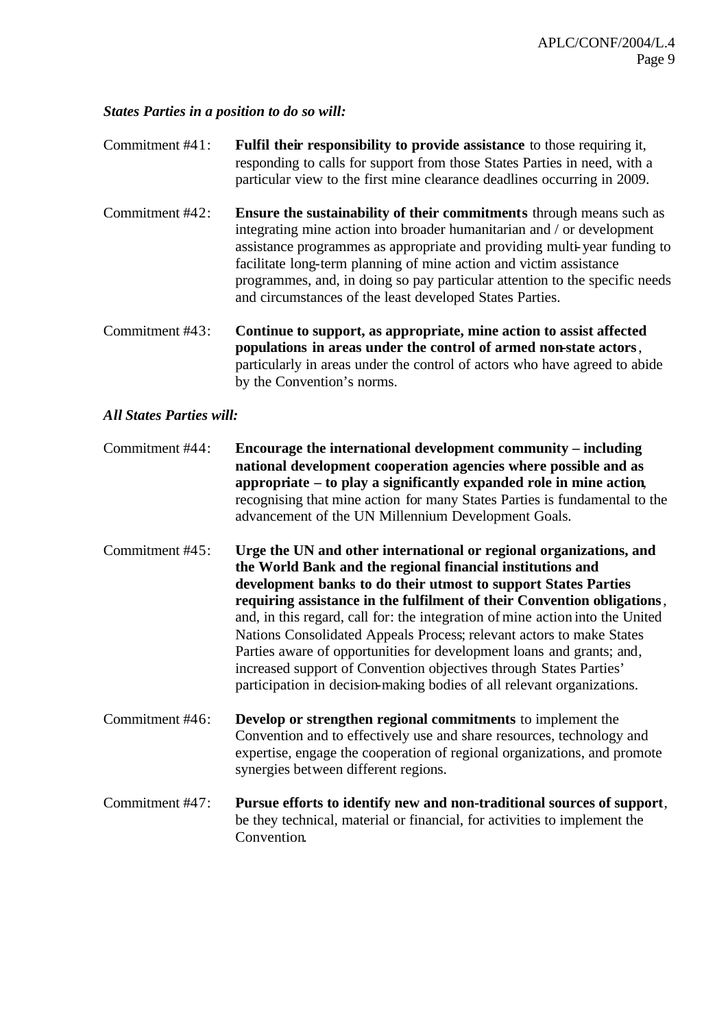***States Parties in a position to do so will:***

Commitment #41: **Fulfil their responsibility to provide assistance** to those requiring it, responding to calls for support from those States Parties in need, with a particular view to the first mine clearance deadlines occurring in 2009.

Commitment #42: **Ensure the sustainability of their commitments** through means such as integrating mine action into broader humanitarian and / or development assistance programmes as appropriate and providing multi-year funding to facilitate long-term planning of mine action and victim assistance programmes, and, in doing so pay particular attention to the specific needs and circumstances of the least developed States Parties.

Commitment #43: **Continue to support, as appropriate, mine action to assist affected populations in areas under the control of armed non-state actors**, particularly in areas under the control of actors who have agreed to abide by the Convention's norms.

***All States Parties will:***

Commitment #44: **Encourage the international development community – including national development cooperation agencies where possible and as appropriate – to play a significantly expanded role in mine action**, recognising that mine action for many States Parties is fundamental to the advancement of the UN Millennium Development Goals.

Commitment #45: **Urge the UN and other international or regional organizations, and the World Bank and the regional financial institutions and development banks to do their utmost to support States Parties requiring assistance in the fulfilment of their Convention obligations**, and, in this regard, call for: the integration of mine action into the United Nations Consolidated Appeals Process; relevant actors to make States Parties aware of opportunities for development loans and grants; and, increased support of Convention objectives through States Parties' participation in decision-making bodies of all relevant organizations.

Commitment #46: **Develop or strengthen regional commitments** to implement the Convention and to effectively use and share resources, technology and expertise, engage the cooperation of regional organizations, and promote synergies between different regions.

Commitment #47: **Pursue efforts to identify new and non-traditional sources of support**, be they technical, material or financial, for activities to implement the Convention.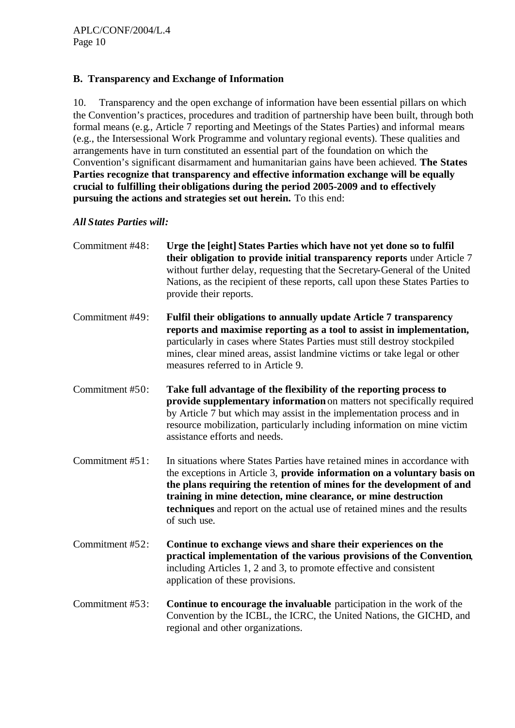### B. Transparency and Exchange of Information

10. Transparency and the open exchange of information have been essential pillars on which the Convention's practices, procedures and tradition of partnership have been built, through both formal means (e.g., Article 7 reporting and Meetings of the States Parties) and informal means (e.g., the Intersessional Work Programme and voluntary regional events). These qualities and arrangements have in turn constituted an essential part of the foundation on which the Convention's significant disarmament and humanitarian gains have been achieved. **The States Parties recognize that transparency and effective information exchange will be equally crucial to fulfilling their obligations during the period 2005-2009 and to effectively pursuing the actions and strategies set out herein.** To this end:

***All States Parties will:***

Commitment #48: **Urge the [eight] States Parties which have not yet done so to fulfil their obligation to provide initial transparency reports** under Article 7 without further delay, requesting that the Secretary-General of the United Nations, as the recipient of these reports, call upon these States Parties to provide their reports.

Commitment #49: **Fulfil their obligations to annually update Article 7 transparency reports and maximise reporting as a tool to assist in implementation,** particularly in cases where States Parties must still destroy stockpiled mines, clear mined areas, assist landmine victims or take legal or other measures referred to in Article 9.

Commitment #50: **Take full advantage of the flexibility of the reporting process to provide supplementary information** on matters not specifically required by Article 7 but which may assist in the implementation process and in resource mobilization, particularly including information on mine victim assistance efforts and needs.

Commitment #51: In situations where States Parties have retained mines in accordance with the exceptions in Article 3, **provide information on a voluntary basis on the plans requiring the retention of mines for the development of and training in mine detection, mine clearance, or mine destruction techniques** and report on the actual use of retained mines and the results of such use.

Commitment #52: **Continue to exchange views and share their experiences on the practical implementation of the various provisions of the Convention**, including Articles 1, 2 and 3, to promote effective and consistent application of these provisions.

Commitment #53: **Continue to encourage the invaluable** participation in the work of the Convention by the ICBL, the ICRC, the United Nations, the GICHD, and regional and other organizations.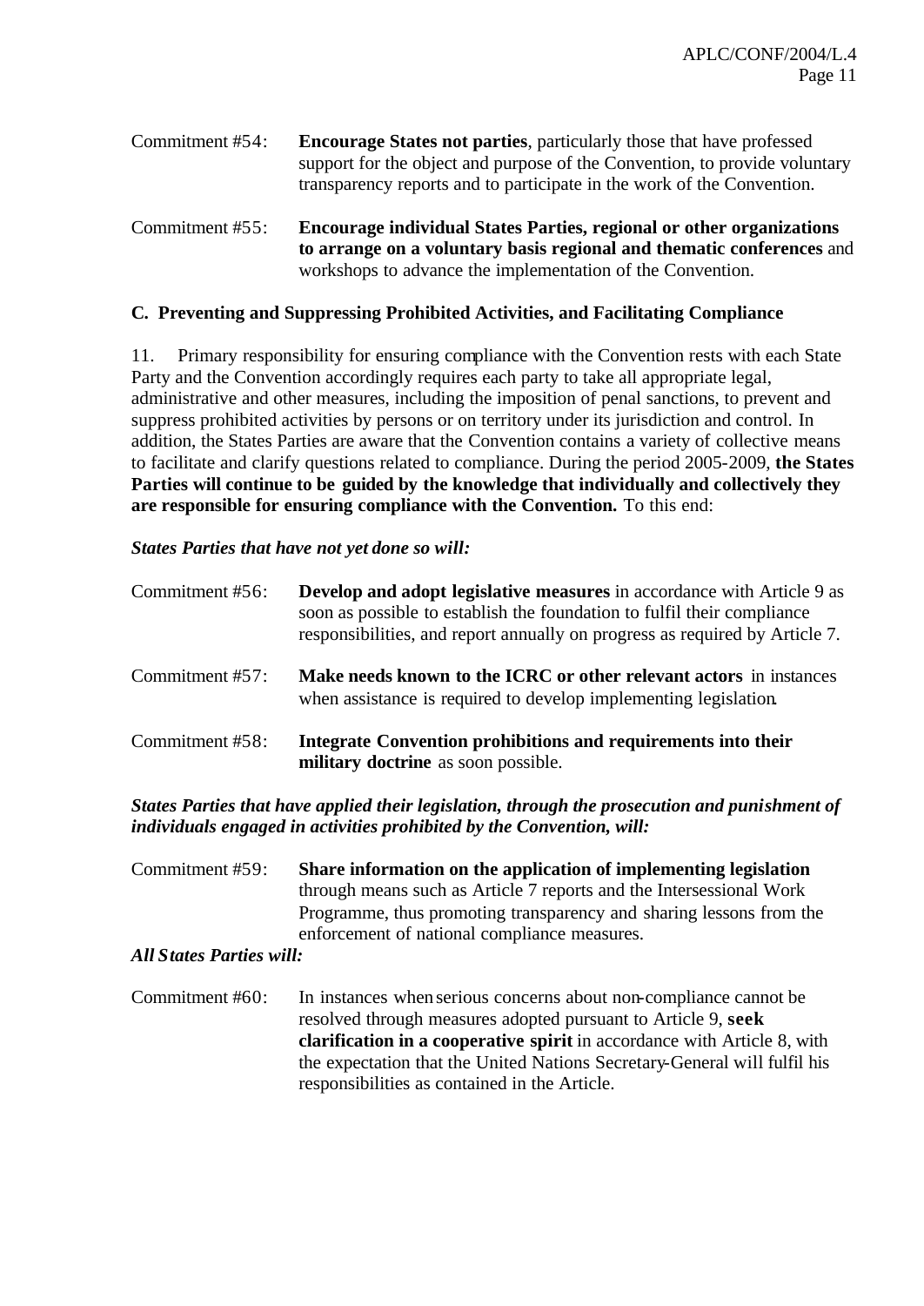Commitment #54: **Encourage States not parties**, particularly those that have professed support for the object and purpose of the Convention, to provide voluntary transparency reports and to participate in the work of the Convention.

Commitment #55: **Encourage individual States Parties, regional or other organizations to arrange on a voluntary basis regional and thematic conferences** and workshops to advance the implementation of the Convention.

### C. Preventing and Suppressing Prohibited Activities, and Facilitating Compliance

11. Primary responsibility for ensuring compliance with the Convention rests with each State Party and the Convention accordingly requires each party to take all appropriate legal, administrative and other measures, including the imposition of penal sanctions, to prevent and suppress prohibited activities by persons or on territory under its jurisdiction and control. In addition, the States Parties are aware that the Convention contains a variety of collective means to facilitate and clarify questions related to compliance. During the period 2005-2009, **the States Parties will continue to be guided by the knowledge that individually and collectively they are responsible for ensuring compliance with the Convention.** To this end:

***States Parties that have not yet done so will:***

Commitment #56: **Develop and adopt legislative measures** in accordance with Article 9 as soon as possible to establish the foundation to fulfil their compliance responsibilities, and report annually on progress as required by Article 7.

Commitment #57: **Make needs known to the ICRC or other relevant actors** in instances when assistance is required to develop implementing legislation.

Commitment #58: **Integrate Convention prohibitions and requirements into their military doctrine** as soon possible.

***States Parties that have applied their legislation, through the prosecution and punishment of individuals engaged in activities prohibited by the Convention, will:***

Commitment #59: **Share information on the application of implementing legislation** through means such as Article 7 reports and the Intersessional Work Programme, thus promoting transparency and sharing lessons from the enforcement of national compliance measures.

***All States Parties will:***

Commitment #60: In instances when serious concerns about non-compliance cannot be resolved through measures adopted pursuant to Article 9, **seek clarification in a cooperative spirit** in accordance with Article 8, with the expectation that the United Nations Secretary-General will fulfil his responsibilities as contained in the Article.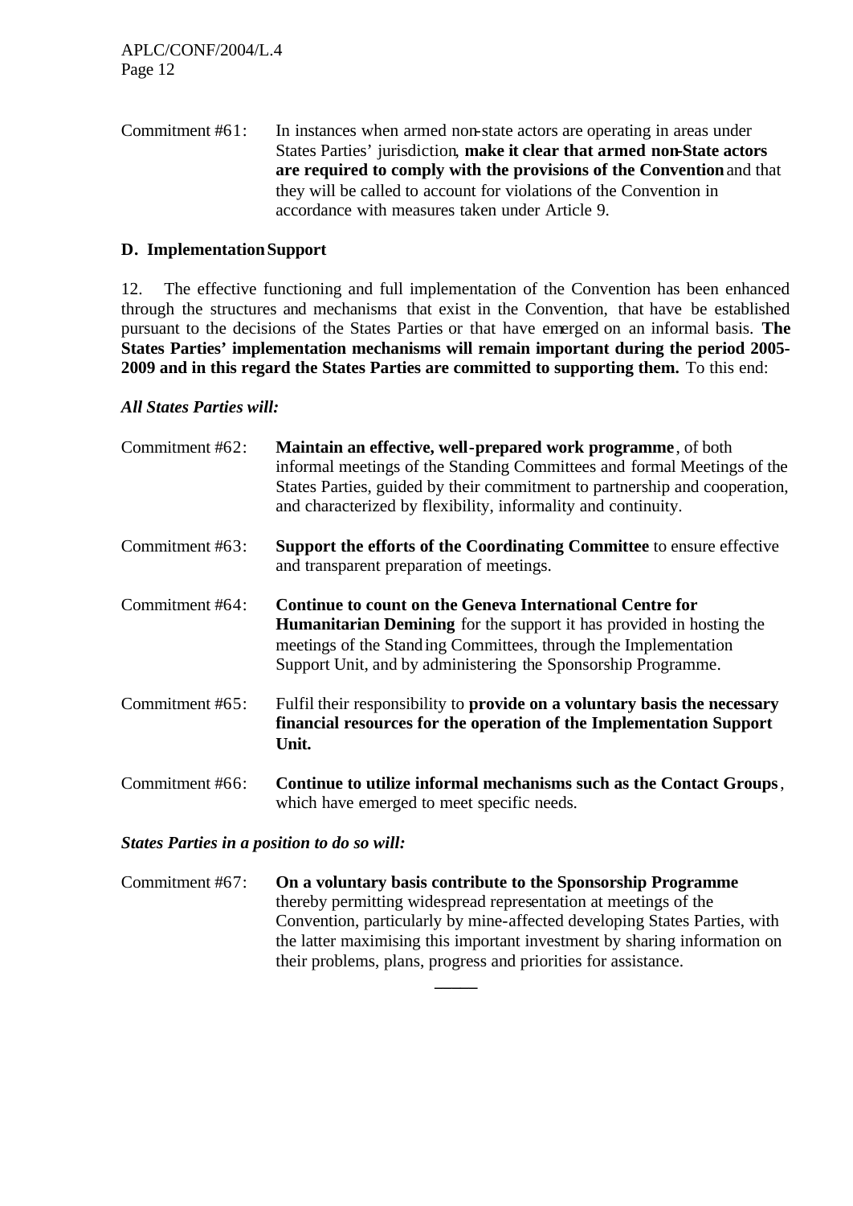Commitment #61: In instances when armed non-state actors are operating in areas under States Parties' jurisdiction, **make it clear that armed non-State actors are required to comply with the provisions of the Convention** and that they will be called to account for violations of the Convention in accordance with measures taken under Article 9.

**D. Implementation Support**

12. The effective functioning and full implementation of the Convention has been enhanced through the structures and mechanisms that exist in the Convention, that have be established pursuant to the decisions of the States Parties or that have emerged on an informal basis. **The States Parties' implementation mechanisms will remain important during the period 2005-2009 and in this regard the States Parties are committed to supporting them.** To this end:

***All States Parties will:***

Commitment #62: **Maintain an effective, well-prepared work programme**, of both informal meetings of the Standing Committees and formal Meetings of the States Parties, guided by their commitment to partnership and cooperation, and characterized by flexibility, informality and continuity.

Commitment #63: **Support the efforts of the Coordinating Committee** to ensure effective and transparent preparation of meetings.

Commitment #64: **Continue to count on the Geneva International Centre for Humanitarian Demining** for the support it has provided in hosting the meetings of the Standing Committees, through the Implementation Support Unit, and by administering the Sponsorship Programme.

Commitment #65: Fulfil their responsibility to **provide on a voluntary basis the necessary financial resources for the operation of the Implementation Support Unit.**

Commitment #66: **Continue to utilize informal mechanisms such as the Contact Groups**, which have emerged to meet specific needs.

***States Parties in a position to do so will:***

Commitment #67: **On a voluntary basis contribute to the Sponsorship Programme** thereby permitting widespread representation at meetings of the Convention, particularly by mine-affected developing States Parties, with the latter maximising this important investment by sharing information on their problems, plans, progress and priorities for assistance.

-----